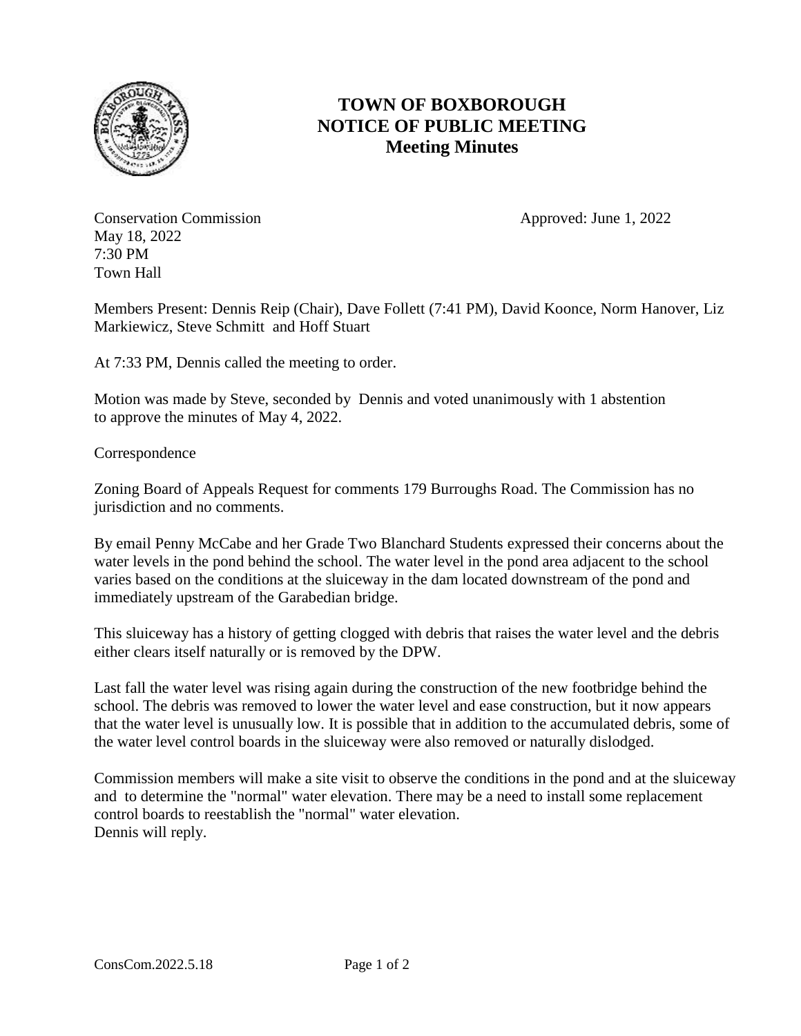# TOWN OF BOXBOROUGH
# NOTICE OF PUBLIC MEETING
# Meeting Minutes

Conservation Commission                                        Approved: June 1, 2022
May 18, 2022
7:30 PM
Town Hall

Members Present: Dennis Reip (Chair), Dave Follett (7:41 PM), David Koonce, Norm Hanover, Liz Markiewicz, Steve Schmitt and Hoff Stuart

At 7:33 PM, Dennis called the meeting to order.

Motion was made by Steve, seconded by Dennis and voted unanimously with 1 abstention to approve the minutes of May 4, 2022.

Correspondence

Zoning Board of Appeals Request for comments 179 Burroughs Road. The Commission has no jurisdiction and no comments.

By email Penny McCabe and her Grade Two Blanchard Students expressed their concerns about the water levels in the pond behind the school. The water level in the pond area adjacent to the school varies based on the conditions at the sluiceway in the dam located downstream of the pond and immediately upstream of the Garabedian bridge.

This sluiceway has a history of getting clogged with debris that raises the water level and the debris either clears itself naturally or is removed by the DPW.

Last fall the water level was rising again during the construction of the new footbridge behind the school. The debris was removed to lower the water level and ease construction, but it now appears that the water level is unusually low. It is possible that in addition to the accumulated debris, some of the water level control boards in the sluiceway were also removed or naturally dislodged.

Commission members will make a site visit to observe the conditions in the pond and at the sluiceway and to determine the "normal" water elevation. There may be a need to install some replacement control boards to reestablish the "normal" water elevation.
Dennis will reply.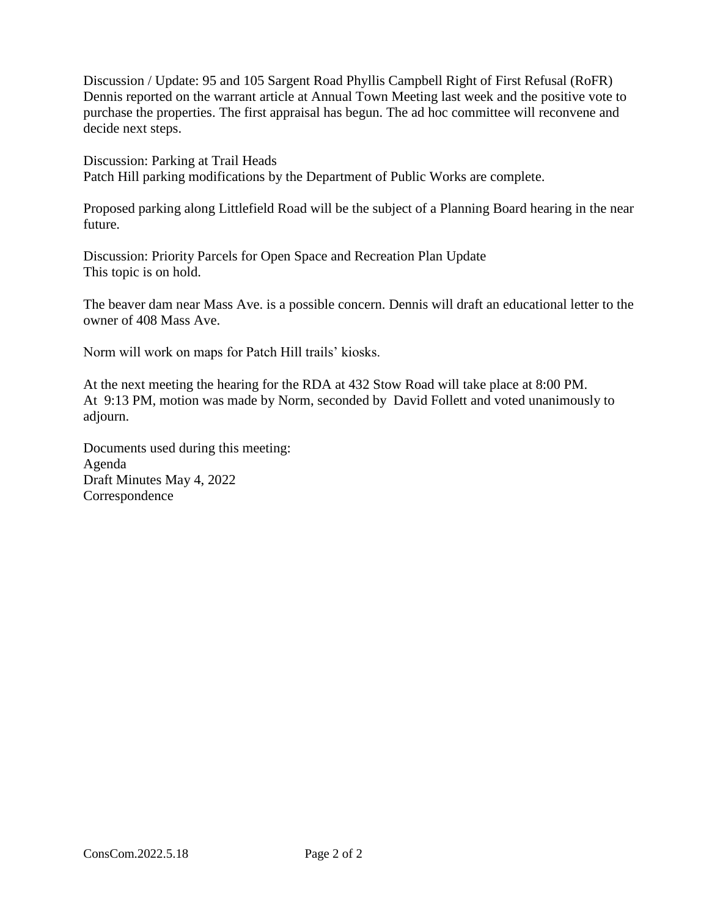Discussion / Update: 95 and 105 Sargent Road Phyllis Campbell Right of First Refusal (RoFR)
Dennis reported on the warrant article at Annual Town Meeting last week and the positive vote to purchase the properties. The first appraisal has begun. The ad hoc committee will reconvene and decide next steps.

Discussion: Parking at Trail Heads
Patch Hill parking modifications by the Department of Public Works are complete.

Proposed parking along Littlefield Road will be the subject of a Planning Board hearing in the near future.

Discussion: Priority Parcels for Open Space and Recreation Plan Update
This topic is on hold.

The beaver dam near Mass Ave. is a possible concern. Dennis will draft an educational letter to the owner of 408 Mass Ave.

Norm will work on maps for Patch Hill trails' kiosks.

At the next meeting the hearing for the RDA at 432 Stow Road will take place at 8:00 PM.
At 9:13 PM, motion was made by Norm, seconded by David Follett and voted unanimously to adjourn.

Documents used during this meeting:
Agenda
Draft Minutes May 4, 2022
Correspondence